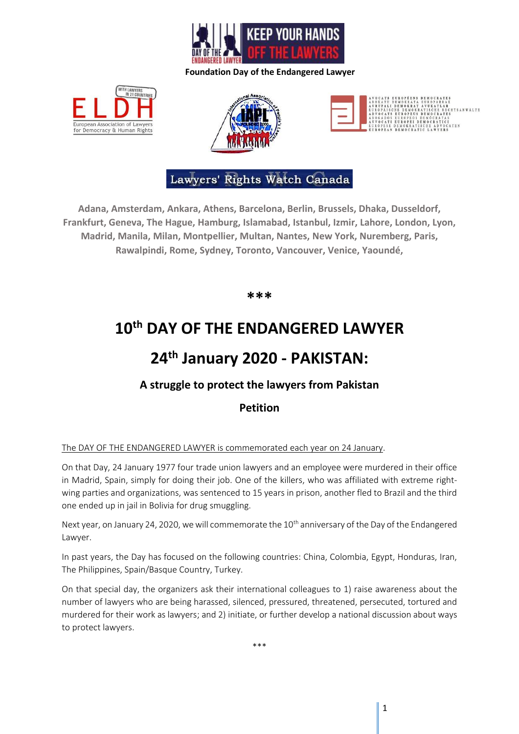KEEP YOUR HANDS OFF THE LAWYERS

DAY OF THE ENDANGERED LAWYER

**Foundation Day of the Endangered Lawyer**

ELDH — European Association of Lawyers for Democracy & Human Rights — WITH LAWYERS IN 21 COUNTRIES

International Association of People's Lawyers — IAPL

AVOCATS EUROPÉENS DEMOCRATES
ABOKATU DEMOKRATA EUROPARRAK
AVRUPALI DEMOKRAT AVUKATLAR
EUROPÄISCHE DEMOKRATISCHE RECHTSANWÄLTE
ADVOCATS EUROPEUS DEMOCRATES
ABOGADOS EUROPEOS DEMÓCRATAS
AVVOCATI EUROPEI DEMOCRATICI
EUROPESE DEMOKRATISCHE ADVOCATEN
EUROPEAN DEMOCRATIC LAWYERS

Lawyers' Rights Watch Canada

**Adana, Amsterdam, Ankara, Athens, Barcelona, Berlin, Brussels, Dhaka, Dusseldorf, Frankfurt, Geneva, The Hague, Hamburg, Islamabad, Istanbul, Izmir, Lahore, London, Lyon, Madrid, Manila, Milan, Montpellier, Multan, Nantes, New York, Nuremberg, Paris, Rawalpindi, Rome, Sydney, Toronto, Vancouver, Venice, Yaoundé,**

***

# 10th DAY OF THE ENDANGERED LAWYER

# 24th January 2020 - PAKISTAN:

### A struggle to protect the lawyers from Pakistan

### Petition

The DAY OF THE ENDANGERED LAWYER is commemorated each year on 24 January.

On that Day, 24 January 1977 four trade union lawyers and an employee were murdered in their office in Madrid, Spain, simply for doing their job. One of the killers, who was affiliated with extreme right-wing parties and organizations, was sentenced to 15 years in prison, another fled to Brazil and the third one ended up in jail in Bolivia for drug smuggling.

Next year, on January 24, 2020, we will commemorate the 10th anniversary of the Day of the Endangered Lawyer.

In past years, the Day has focused on the following countries: China, Colombia, Egypt, Honduras, Iran, The Philippines, Spain/Basque Country, Turkey.

On that special day, the organizers ask their international colleagues to 1) raise awareness about the number of lawyers who are being harassed, silenced, pressured, threatened, persecuted, tortured and murdered for their work as lawyers; and 2) initiate, or further develop a national discussion about ways to protect lawyers.

***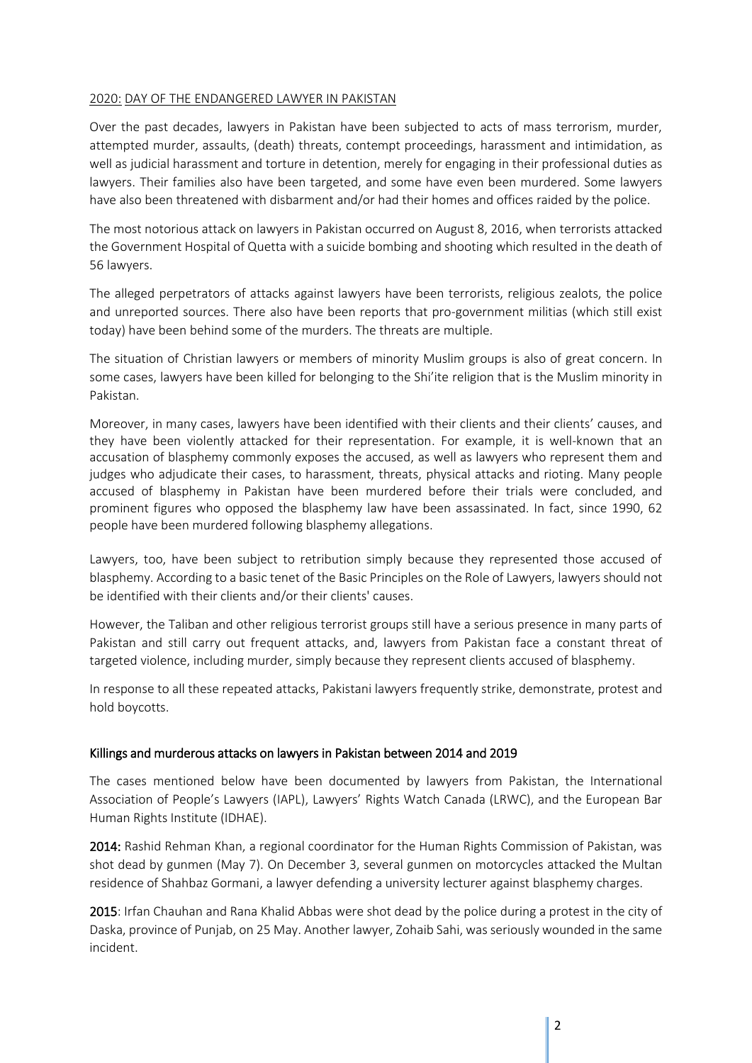## 2020: DAY OF THE ENDANGERED LAWYER IN PAKISTAN

Over the past decades, lawyers in Pakistan have been subjected to acts of mass terrorism, murder, attempted murder, assaults, (death) threats, contempt proceedings, harassment and intimidation, as well as judicial harassment and torture in detention, merely for engaging in their professional duties as lawyers. Their families also have been targeted, and some have even been murdered. Some lawyers have also been threatened with disbarment and/or had their homes and offices raided by the police.

The most notorious attack on lawyers in Pakistan occurred on August 8, 2016, when terrorists attacked the Government Hospital of Quetta with a suicide bombing and shooting which resulted in the death of 56 lawyers.

The alleged perpetrators of attacks against lawyers have been terrorists, religious zealots, the police and unreported sources. There also have been reports that pro-government militias (which still exist today) have been behind some of the murders. The threats are multiple.

The situation of Christian lawyers or members of minority Muslim groups is also of great concern. In some cases, lawyers have been killed for belonging to the Shi'ite religion that is the Muslim minority in Pakistan.

Moreover, in many cases, lawyers have been identified with their clients and their clients' causes, and they have been violently attacked for their representation. For example, it is well-known that an accusation of blasphemy commonly exposes the accused, as well as lawyers who represent them and judges who adjudicate their cases, to harassment, threats, physical attacks and rioting. Many people accused of blasphemy in Pakistan have been murdered before their trials were concluded, and prominent figures who opposed the blasphemy law have been assassinated. In fact, since 1990, 62 people have been murdered following blasphemy allegations.

Lawyers, too, have been subject to retribution simply because they represented those accused of blasphemy. According to a basic tenet of the Basic Principles on the Role of Lawyers, lawyers should not be identified with their clients and/or their clients' causes.

However, the Taliban and other religious terrorist groups still have a serious presence in many parts of Pakistan and still carry out frequent attacks, and, lawyers from Pakistan face a constant threat of targeted violence, including murder, simply because they represent clients accused of blasphemy.

In response to all these repeated attacks, Pakistani lawyers frequently strike, demonstrate, protest and hold boycotts.

### Killings and murderous attacks on lawyers in Pakistan between 2014 and 2019

The cases mentioned below have been documented by lawyers from Pakistan, the International Association of People's Lawyers (IAPL), Lawyers' Rights Watch Canada (LRWC), and the European Bar Human Rights Institute (IDHAE).

**2014:** Rashid Rehman Khan, a regional coordinator for the Human Rights Commission of Pakistan, was shot dead by gunmen (May 7). On December 3, several gunmen on motorcycles attacked the Multan residence of Shahbaz Gormani, a lawyer defending a university lecturer against blasphemy charges.

**2015**: Irfan Chauhan and Rana Khalid Abbas were shot dead by the police during a protest in the city of Daska, province of Punjab, on 25 May. Another lawyer, Zohaib Sahi, was seriously wounded in the same incident.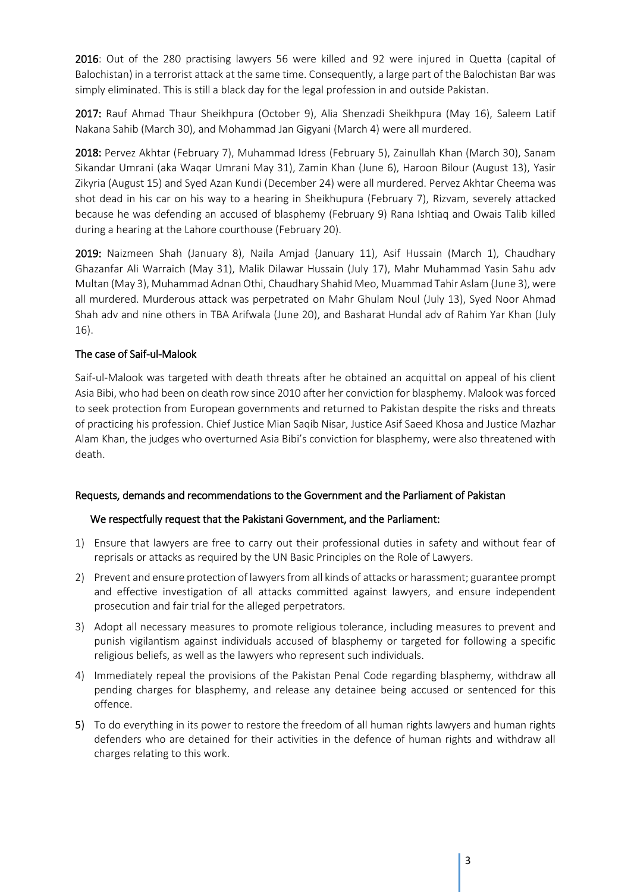**2016**: Out of the 280 practising lawyers 56 were killed and 92 were injured in Quetta (capital of Balochistan) in a terrorist attack at the same time. Consequently, a large part of the Balochistan Bar was simply eliminated. This is still a black day for the legal profession in and outside Pakistan.

**2017:** Rauf Ahmad Thaur Sheikhpura (October 9), Alia Shenzadi Sheikhpura (May 16), Saleem Latif Nakana Sahib (March 30), and Mohammad Jan Gigyani (March 4) were all murdered.

**2018:** Pervez Akhtar (February 7), Muhammad Idress (February 5), Zainullah Khan (March 30), Sanam Sikandar Umrani (aka Waqar Umrani May 31), Zamin Khan (June 6), Haroon Bilour (August 13), Yasir Zikyria (August 15) and Syed Azan Kundi (December 24) were all murdered. Pervez Akhtar Cheema was shot dead in his car on his way to a hearing in Sheikhupura (February 7), Rizvam, severely attacked because he was defending an accused of blasphemy (February 9) Rana Ishtiaq and Owais Talib killed during a hearing at the Lahore courthouse (February 20).

**2019:** Naizmeen Shah (January 8), Naila Amjad (January 11), Asif Hussain (March 1), Chaudhary Ghazanfar Ali Warraich (May 31), Malik Dilawar Hussain (July 17), Mahr Muhammad Yasin Sahu adv Multan (May 3), Muhammad Adnan Othi, Chaudhary Shahid Meo, Muammad Tahir Aslam (June 3), were all murdered. Murderous attack was perpetrated on Mahr Ghulam Noul (July 13), Syed Noor Ahmad Shah adv and nine others in TBA Arifwala (June 20), and Basharat Hundal adv of Rahim Yar Khan (July 16).

## The case of Saif-ul-Malook

Saif-ul-Malook was targeted with death threats after he obtained an acquittal on appeal of his client Asia Bibi, who had been on death row since 2010 after her conviction for blasphemy. Malook was forced to seek protection from European governments and returned to Pakistan despite the risks and threats of practicing his profession. Chief Justice Mian Saqib Nisar, Justice Asif Saeed Khosa and Justice Mazhar Alam Khan, the judges who overturned Asia Bibi's conviction for blasphemy, were also threatened with death.

## Requests, demands and recommendations to the Government and the Parliament of Pakistan

We respectfully request that the Pakistani Government, and the Parliament:

1) Ensure that lawyers are free to carry out their professional duties in safety and without fear of reprisals or attacks as required by the UN Basic Principles on the Role of Lawyers.
2) Prevent and ensure protection of lawyers from all kinds of attacks or harassment; guarantee prompt and effective investigation of all attacks committed against lawyers, and ensure independent prosecution and fair trial for the alleged perpetrators.
3) Adopt all necessary measures to promote religious tolerance, including measures to prevent and punish vigilantism against individuals accused of blasphemy or targeted for following a specific religious beliefs, as well as the lawyers who represent such individuals.
4) Immediately repeal the provisions of the Pakistan Penal Code regarding blasphemy, withdraw all pending charges for blasphemy, and release any detainee being accused or sentenced for this offence.
5) To do everything in its power to restore the freedom of all human rights lawyers and human rights defenders who are detained for their activities in the defence of human rights and withdraw all charges relating to this work.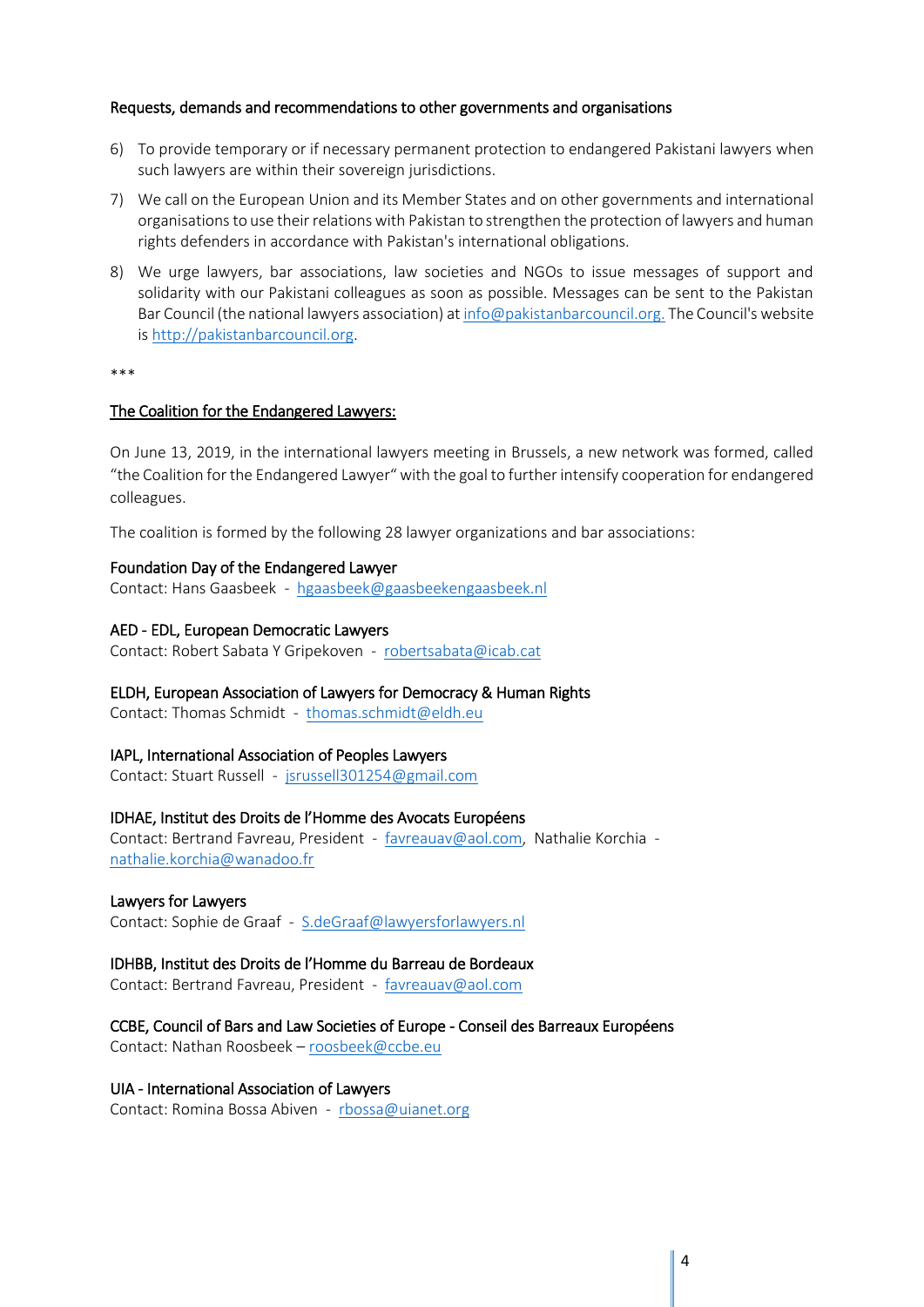#### Requests, demands and recommendations to other governments and organisations

6) To provide temporary or if necessary permanent protection to endangered Pakistani lawyers when such lawyers are within their sovereign jurisdictions.
7) We call on the European Union and its Member States and on other governments and international organisations to use their relations with Pakistan to strengthen the protection of lawyers and human rights defenders in accordance with Pakistan's international obligations.
8) We urge lawyers, bar associations, law societies and NGOs to issue messages of support and solidarity with our Pakistani colleagues as soon as possible. Messages can be sent to the Pakistan Bar Council (the national lawyers association) at info@pakistanbarcouncil.org. The Council's website is http://pakistanbarcouncil.org.

***

#### The Coalition for the Endangered Lawyers:

On June 13, 2019, in the international lawyers meeting in Brussels, a new network was formed, called "the Coalition for the Endangered Lawyer" with the goal to further intensify cooperation for endangered colleagues.

The coalition is formed by the following 28 lawyer organizations and bar associations:

Foundation Day of the Endangered Lawyer
Contact: Hans Gaasbeek - hgaasbeek@gaasbeekengaasbeek.nl

AED - EDL, European Democratic Lawyers
Contact: Robert Sabata Y Gripekoven - robertsabata@icab.cat

ELDH, European Association of Lawyers for Democracy & Human Rights
Contact: Thomas Schmidt - thomas.schmidt@eldh.eu

IAPL, International Association of Peoples Lawyers
Contact: Stuart Russell - jsrussell301254@gmail.com

IDHAE, Institut des Droits de l'Homme des Avocats Européens
Contact: Bertrand Favreau, President - favreauav@aol.com, Nathalie Korchia - nathalie.korchia@wanadoo.fr

Lawyers for Lawyers
Contact: Sophie de Graaf - S.deGraaf@lawyersforlawyers.nl

IDHBB, Institut des Droits de l'Homme du Barreau de Bordeaux
Contact: Bertrand Favreau, President - favreauav@aol.com

CCBE, Council of Bars and Law Societies of Europe - Conseil des Barreaux Européens
Contact: Nathan Roosbeek – roosbeek@ccbe.eu

UIA - International Association of Lawyers
Contact: Romina Bossa Abiven - rbossa@uianet.org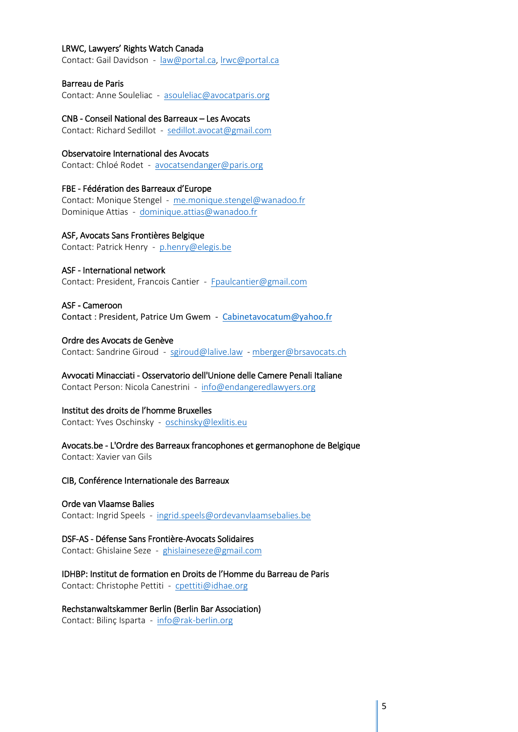**LRWC, Lawyers' Rights Watch Canada**
Contact: Gail Davidson - law@portal.ca, lrwc@portal.ca

**Barreau de Paris**
Contact: Anne Souleliac - asouleliac@avocatparis.org

**CNB - Conseil National des Barreaux – Les Avocats**
Contact: Richard Sedillot - sedillot.avocat@gmail.com

**Observatoire International des Avocats**
Contact: Chloé Rodet - avocatsendanger@paris.org

**FBE - Fédération des Barreaux d'Europe**
Contact: Monique Stengel - me.monique.stengel@wanadoo.fr
Dominique Attias - dominique.attias@wanadoo.fr

**ASF, Avocats Sans Frontières Belgique**
Contact: Patrick Henry - p.henry@elegis.be

**ASF - International network**
Contact: President, Francois Cantier - Fpaulcantier@gmail.com

**ASF - Cameroon**
Contact : President, Patrice Um Gwem - Cabinetavocatum@yahoo.fr

**Ordre des Avocats de Genève**
Contact: Sandrine Giroud - sgiroud@lalive.law - mberger@brsavocats.ch

**Avvocati Minacciati - Osservatorio dell'Unione delle Camere Penali Italiane**
Contact Person: Nicola Canestrini - info@endangeredlawyers.org

**Institut des droits de l'homme Bruxelles**
Contact: Yves Oschinsky - oschinsky@lexlitis.eu

**Avocats.be - L'Ordre des Barreaux francophones et germanophone de Belgique**
Contact: Xavier van Gils

**CIB, Conférence Internationale des Barreaux**

**Orde van Vlaamse Balies**
Contact: Ingrid Speels - ingrid.speels@ordevanvlaamsebalies.be

**DSF-AS - Défense Sans Frontière-Avocats Solidaires**
Contact: Ghislaine Seze - ghislaineseze@gmail.com

**IDHBP: Institut de formation en Droits de l'Homme du Barreau de Paris**
Contact: Christophe Pettiti - cpettiti@idhae.org

**Rechstanwaltskammer Berlin (Berlin Bar Association)**
Contact: Bilinç Isparta - info@rak-berlin.org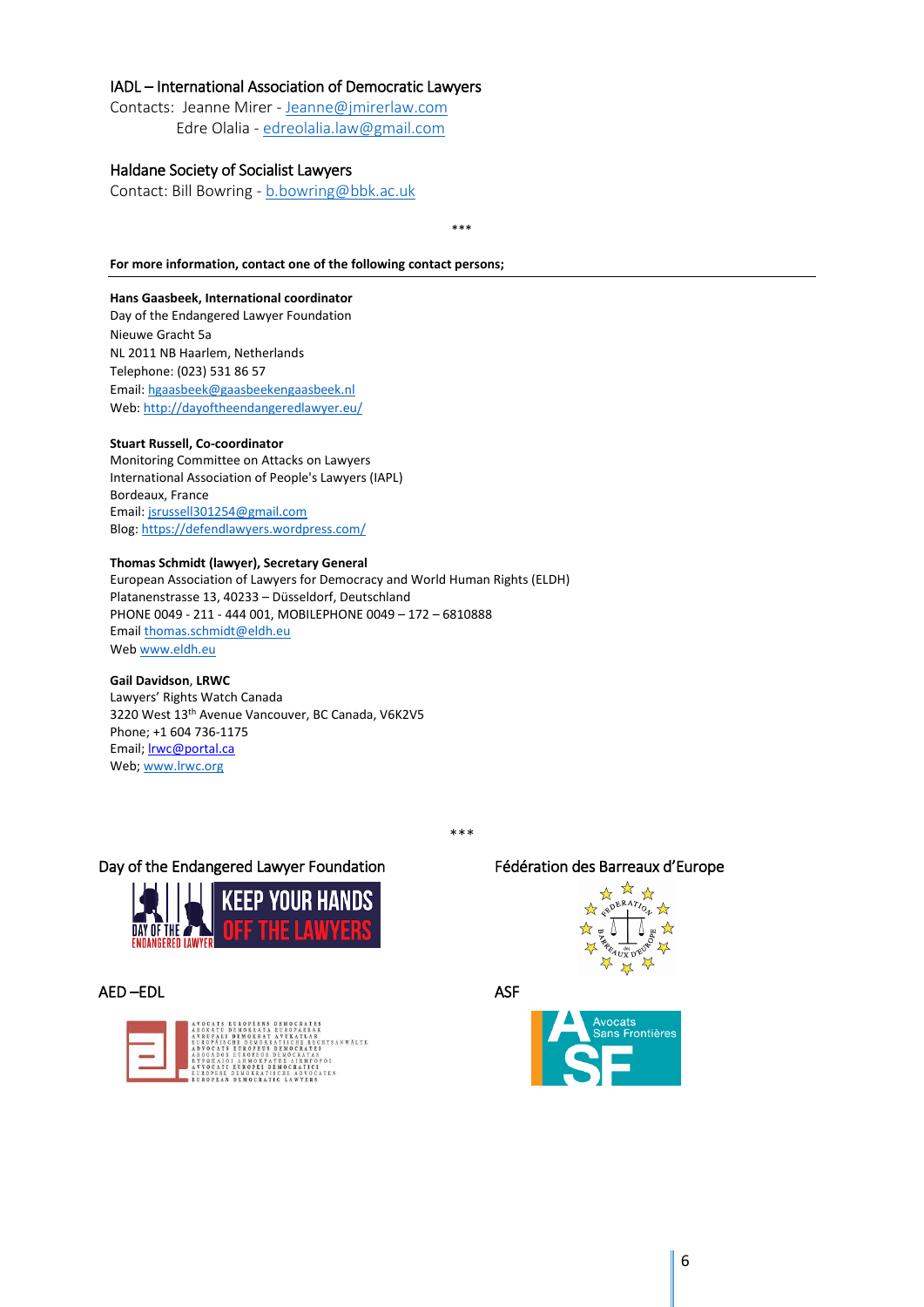IADL – International Association of Democratic Lawyers

Contacts: Jeanne Mirer - Jeanne@jmirerlaw.com
Edre Olalia - edreolalia.law@gmail.com

Haldane Society of Socialist Lawyers

Contact: Bill Bowring - b.bowring@bbk.ac.uk

***

**For more information, contact one of the following contact persons;**

---

**Hans Gaasbeek, International coordinator**
Day of the Endangered Lawyer Foundation
Nieuwe Gracht 5a
NL 2011 NB Haarlem, Netherlands
Telephone: (023) 531 86 57
Email: hgaasbeek@gaasbeekengaasbeek.nl
Web: http://dayoftheendangeredlawyer.eu/

**Stuart Russell, Co-coordinator**
Monitoring Committee on Attacks on Lawyers
International Association of People's Lawyers (IAPL)
Bordeaux, France
Email: jsrussell301254@gmail.com
Blog: https://defendlawyers.wordpress.com/

**Thomas Schmidt (lawyer), Secretary General**
European Association of Lawyers for Democracy and World Human Rights (ELDH)
Platanenstrasse 13, 40233 – Düsseldorf, Deutschland
PHONE 0049 - 211 - 444 001, MOBILEPHONE 0049 – 172 – 6810888
Email thomas.schmidt@eldh.eu
Web www.eldh.eu

**Gail Davidson**, **LRWC**
Lawyers' Rights Watch Canada
3220 West 13th Avenue Vancouver, BC Canada, V6K2V5
Phone; +1 604 736-1175
Email; lrwc@portal.ca
Web; www.lrwc.org

***

Day of the Endangered Lawyer Foundation

Fédération des Barreaux d'Europe

AED –EDL

ASF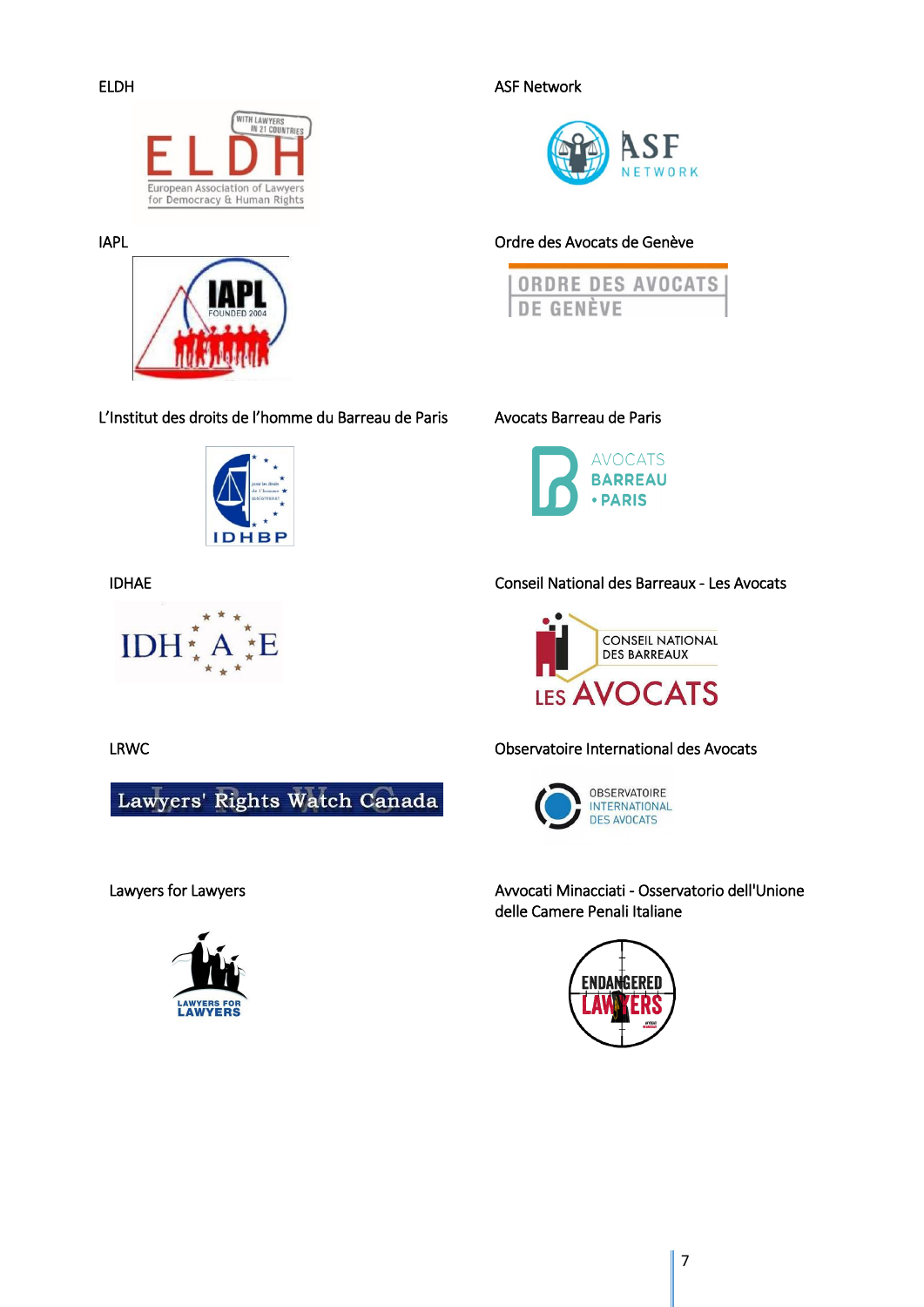ELDH

ASF Network

IAPL

Ordre des Avocats de Genève

L'Institut des droits de l'homme du Barreau de Paris

Avocats Barreau de Paris

IDHAE

Conseil National des Barreaux - Les Avocats

LRWC

Observatoire International des Avocats

Lawyers for Lawyers

Avvocati Minacciati - Osservatorio dell'Unione delle Camere Penali Italiane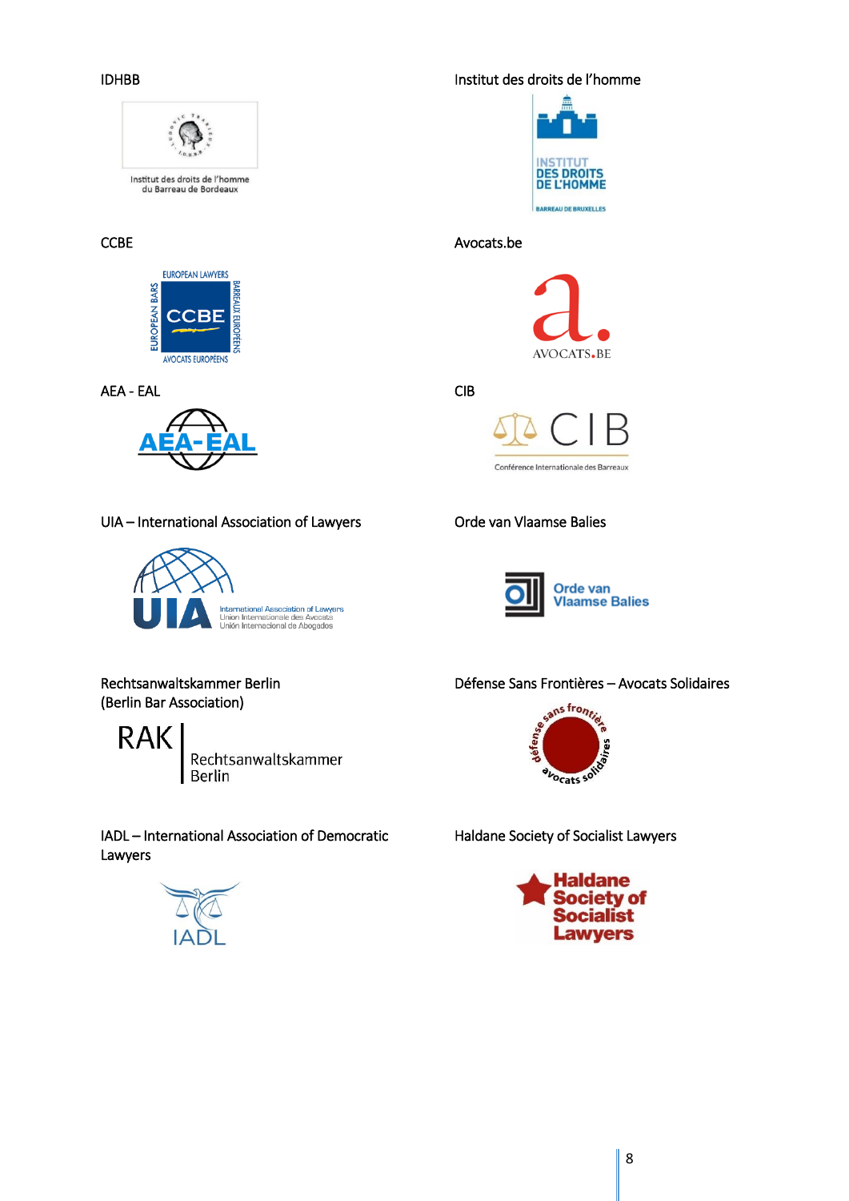IDHBB

Institut des droits de l'homme du Barreau de Bordeaux

Institut des droits de l'homme

INSTITUT DES DROITS DE L'HOMME

BARREAU DE BRUXELLES

CCBE

EUROPEAN LAWYERS

EUROPEAN BARS

CCBE

BARREAUX EUROPÉENS

AVOCATS EUROPÉENS

Avocats.be

AVOCATS.BE

AEA - EAL

AEA-EAL

CIB

CIB

Conférence Internationale des Barreaux

UIA – International Association of Lawyers

UIA

International Association of Lawyers
Union Internationale des Avocats
Unión Internacional de Abogados

Orde van Vlaamse Balies

Orde van Vlaamse Balies

Rechtsanwaltskammer Berlin
(Berlin Bar Association)

RAK

Rechtsanwaltskammer Berlin

Défense Sans Frontières – Avocats Solidaires

défense sans frontière avocats solidaires

IADL – International Association of Democratic Lawyers

IADL

Haldane Society of Socialist Lawyers

Haldane Society of Socialist Lawyers